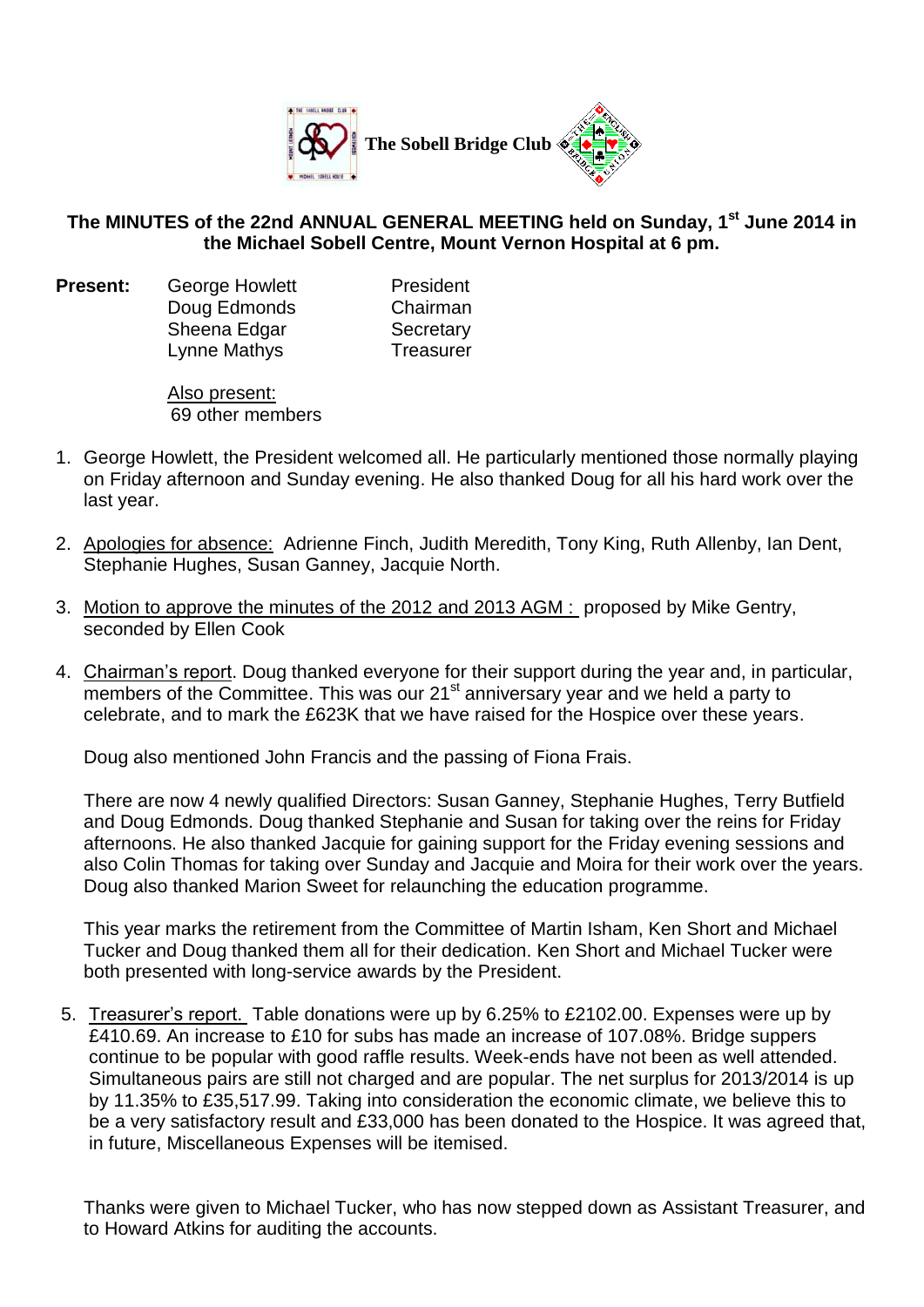**The Sobell Bridge Club**

**The MINUTES of the 22nd ANNUAL GENERAL MEETING held on Sunday, 1st June 2014 in the Michael Sobell Centre, Mount Vernon Hospital at 6 pm.**

**Present:**

| | |
|---|---|
| George Howlett | President |
| Doug Edmonds | Chairman |
| Sheena Edgar | Secretary |
| Lynne Mathys | Treasurer |

Also present:
69 other members

1. George Howlett, the President welcomed all. He particularly mentioned those normally playing on Friday afternoon and Sunday evening. He also thanked Doug for all his hard work over the last year.

2. Apologies for absence: Adrienne Finch, Judith Meredith, Tony King, Ruth Allenby, Ian Dent, Stephanie Hughes, Susan Ganney, Jacquie North.

3. Motion to approve the minutes of the 2012 and 2013 AGM : proposed by Mike Gentry, seconded by Ellen Cook

4. Chairman's report. Doug thanked everyone for their support during the year and, in particular, members of the Committee. This was our 21st anniversary year and we held a party to celebrate, and to mark the £623K that we have raised for the Hospice over these years.

   Doug also mentioned John Francis and the passing of Fiona Frais.

   There are now 4 newly qualified Directors: Susan Ganney, Stephanie Hughes, Terry Butfield and Doug Edmonds. Doug thanked Stephanie and Susan for taking over the reins for Friday afternoons. He also thanked Jacquie for gaining support for the Friday evening sessions and also Colin Thomas for taking over Sunday and Jacquie and Moira for their work over the years. Doug also thanked Marion Sweet for relaunching the education programme.

   This year marks the retirement from the Committee of Martin Isham, Ken Short and Michael Tucker and Doug thanked them all for their dedication. Ken Short and Michael Tucker were both presented with long-service awards by the President.

5. Treasurer's report. Table donations were up by 6.25% to £2102.00. Expenses were up by £410.69. An increase to £10 for subs has made an increase of 107.08%. Bridge suppers continue to be popular with good raffle results. Week-ends have not been as well attended. Simultaneous pairs are still not charged and are popular. The net surplus for 2013/2014 is up by 11.35% to £35,517.99. Taking into consideration the economic climate, we believe this to be a very satisfactory result and £33,000 has been donated to the Hospice. It was agreed that, in future, Miscellaneous Expenses will be itemised.

   Thanks were given to Michael Tucker, who has now stepped down as Assistant Treasurer, and to Howard Atkins for auditing the accounts.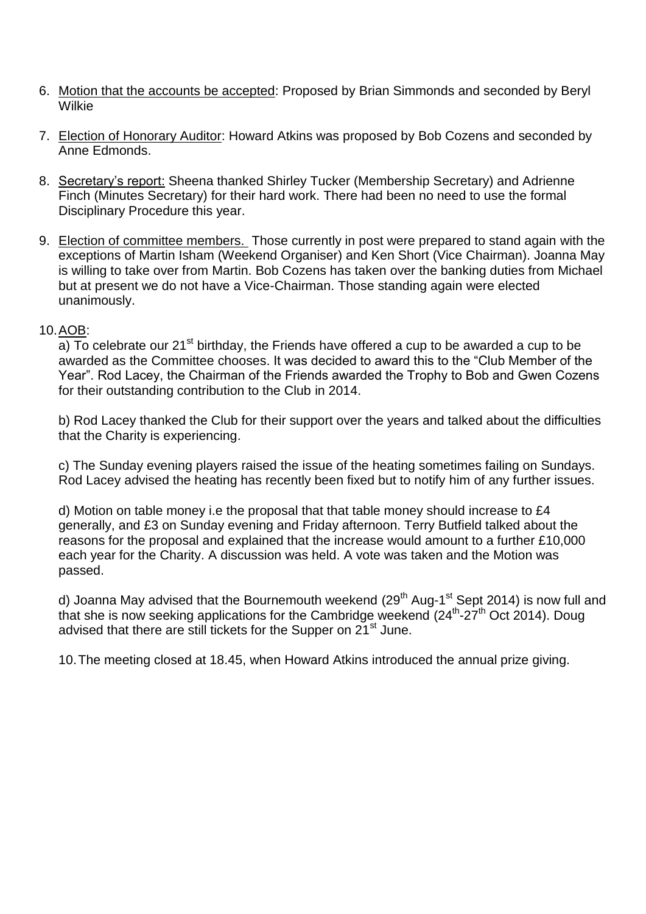6. Motion that the accounts be accepted: Proposed by Brian Simmonds and seconded by Beryl Wilkie

7. Election of Honorary Auditor: Howard Atkins was proposed by Bob Cozens and seconded by Anne Edmonds.

8. Secretary's report: Sheena thanked Shirley Tucker (Membership Secretary) and Adrienne Finch (Minutes Secretary) for their hard work. There had been no need to use the formal Disciplinary Procedure this year.

9. Election of committee members. Those currently in post were prepared to stand again with the exceptions of Martin Isham (Weekend Organiser) and Ken Short (Vice Chairman). Joanna May is willing to take over from Martin. Bob Cozens has taken over the banking duties from Michael but at present we do not have a Vice-Chairman. Those standing again were elected unanimously.

10. AOB:

   a) To celebrate our 21st birthday, the Friends have offered a cup to be awarded a cup to be awarded as the Committee chooses. It was decided to award this to the "Club Member of the Year". Rod Lacey, the Chairman of the Friends awarded the Trophy to Bob and Gwen Cozens for their outstanding contribution to the Club in 2014.

   b) Rod Lacey thanked the Club for their support over the years and talked about the difficulties that the Charity is experiencing.

   c) The Sunday evening players raised the issue of the heating sometimes failing on Sundays. Rod Lacey advised the heating has recently been fixed but to notify him of any further issues.

   d) Motion on table money i.e the proposal that that table money should increase to £4 generally, and £3 on Sunday evening and Friday afternoon. Terry Butfield talked about the reasons for the proposal and explained that the increase would amount to a further £10,000 each year for the Charity. A discussion was held. A vote was taken and the Motion was passed.

   d) Joanna May advised that the Bournemouth weekend (29th Aug-1st Sept 2014) is now full and that she is now seeking applications for the Cambridge weekend (24th-27th Oct 2014). Doug advised that there are still tickets for the Supper on 21st June.

   10. The meeting closed at 18.45, when Howard Atkins introduced the annual prize giving.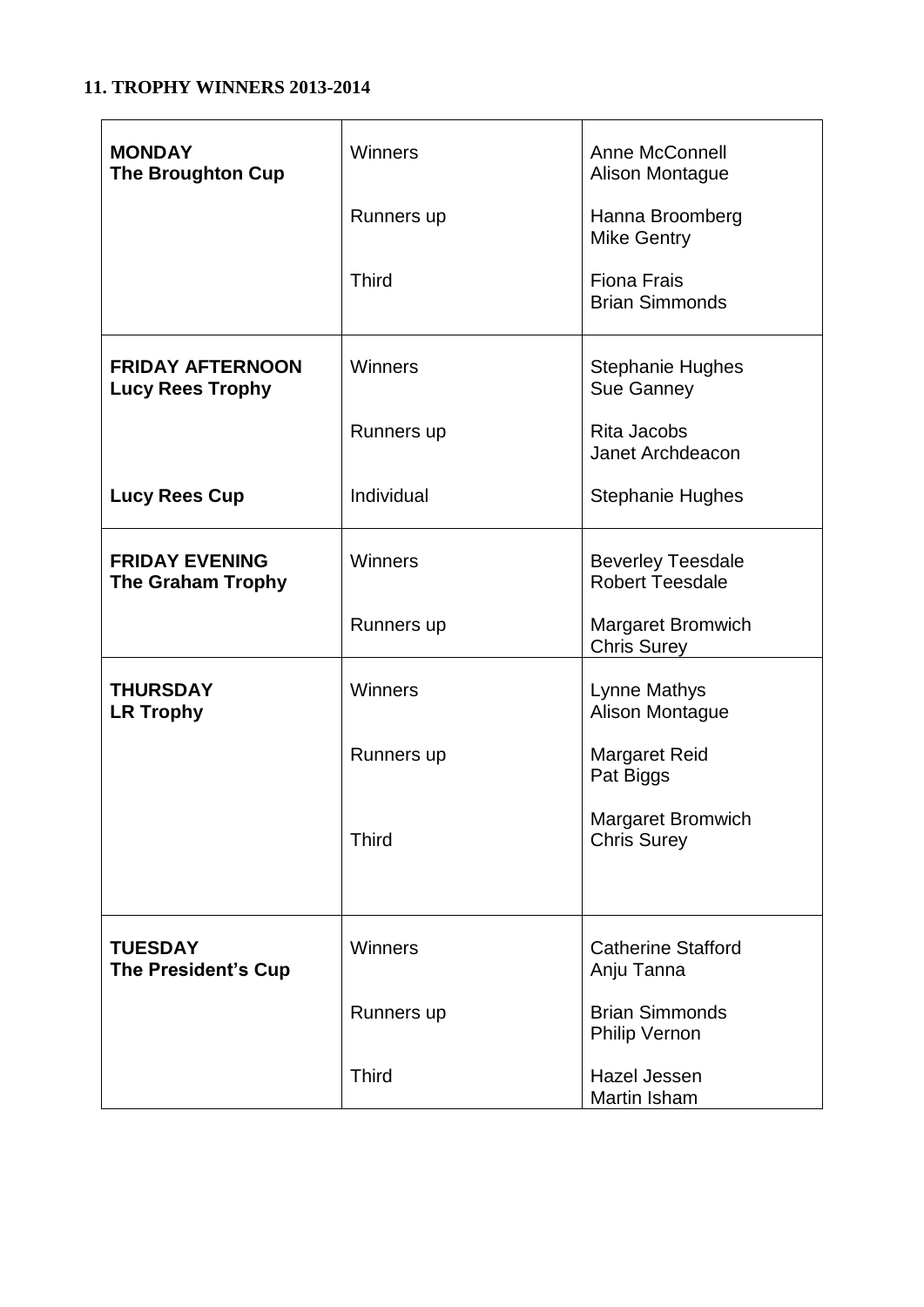### 11. TROPHY WINNERS 2013-2014

| | | |
|---|---|---|
| **MONDAY**<br>**The Broughton Cup** | Winners | Anne McConnell<br>Alison Montague |
| | Runners up | Hanna Broomberg<br>Mike Gentry |
| | Third | Fiona Frais<br>Brian Simmonds |
| **FRIDAY AFTERNOON**<br>**Lucy Rees Trophy** | Winners | Stephanie Hughes<br>Sue Ganney |
| | Runners up | Rita Jacobs<br>Janet Archdeacon |
| **Lucy Rees Cup** | Individual | Stephanie Hughes |
| **FRIDAY EVENING**<br>**The Graham Trophy** | Winners | Beverley Teesdale<br>Robert Teesdale |
| | Runners up | Margaret Bromwich<br>Chris Surey |
| **THURSDAY**<br>**LR Trophy** | Winners | Lynne Mathys<br>Alison Montague |
| | Runners up | Margaret Reid<br>Pat Biggs |
| | Third | Margaret Bromwich<br>Chris Surey |
| **TUESDAY**<br>**The President's Cup** | Winners | Catherine Stafford<br>Anju Tanna |
| | Runners up | Brian Simmonds<br>Philip Vernon |
| | Third | Hazel Jessen<br>Martin Isham |